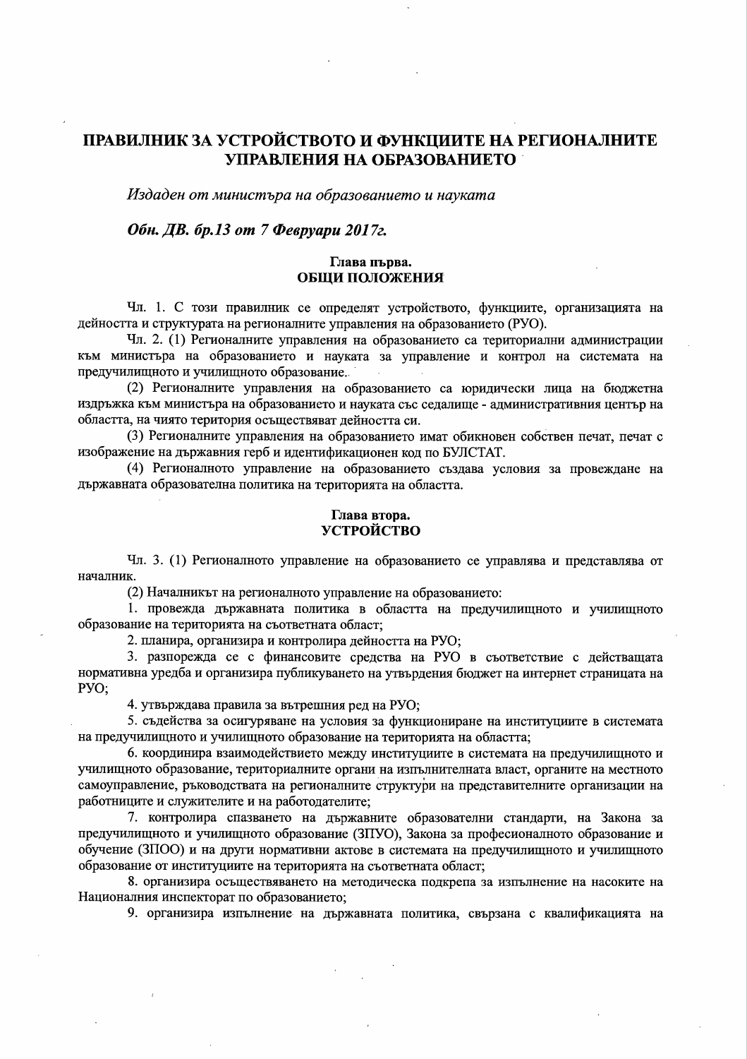# ПРАВИЛНИК ЗА УСТРОЙСТВОТО И ФУНКЦИИТЕ НА РЕГИОНАЛНИТЕ УПРАВЛЕНИЯ НА ОБРАЗОВАНИЕТО

*Издаден от министъра на образованието и науката*

***Обн. ДВ. бр.13 от 7 Февруари 2017г.***

## Глава първа.
## ОБЩИ ПОЛОЖЕНИЯ

Чл. 1. С този правилник се определят устройството, функциите, организацията на дейността и структурата на регионалните управления на образованието (РУО).

Чл. 2. (1) Регионалните управления на образованието са териториални администрации към министъра на образованието и науката за управление и контрол на системата на предучилищното и училищното образование.

(2) Регионалните управления на образованието са юридически лица на бюджетна издръжка към министъра на образованието и науката със седалище - административния център на областта, на чиято територия осъществяват дейността си.

(3) Регионалните управления на образованието имат обикновен собствен печат, печат с изображение на държавния герб и идентификационен код по БУЛСТАТ.

(4) Регионалното управление на образованието създава условия за провеждане на държавната образователна политика на територията на областта.

## Глава втора.
## УСТРОЙСТВО

Чл. 3. (1) Регионалното управление на образованието се управлява и представлява от началник.

(2) Началникът на регионалното управление на образованието:

1. провежда държавната политика в областта на предучилищното и училищното образование на територията на съответната област;

2. планира, организира и контролира дейността на РУО;

3. разпорежда се с финансовите средства на РУО в съответствие с действащата нормативна уредба и организира публикуването на утвърдения бюджет на интернет страницата на РУО;

4. утвърждава правила за вътрешния ред на РУО;

5. съдейства за осигуряване на условия за функциониране на институциите в системата на предучилищното и училищното образование на територията на областта;

6. координира взаимодействието между институциите в системата на предучилищното и училищното образование, териториалните органи на изпълнителната власт, органите на местното самоуправление, ръководствата на регионалните структури на представителните организации на работниците и служителите и на работодателите;

7. контролира спазването на държавните образователни стандарти, на Закона за предучилищното и училищното образование (ЗПУО), Закона за професионалното образование и обучение (ЗПОО) и на други нормативни актове в системата на предучилищното и училищното образование от институциите на територията на съответната област;

8. организира осъществяването на методическа подкрепа за изпълнение на насоките на Националния инспекторат по образованието;

9. организира изпълнение на държавната политика, свързана с квалификацията на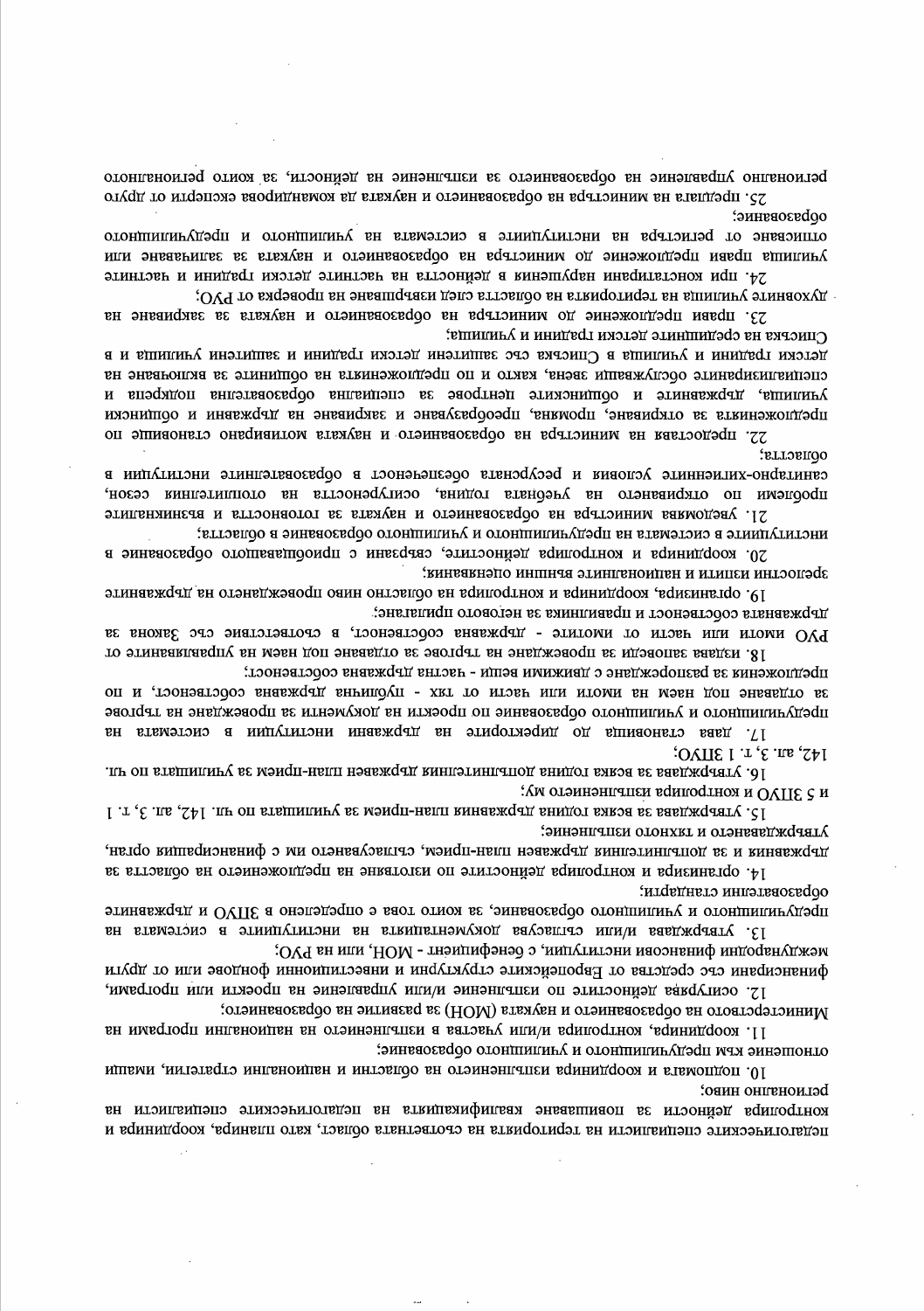педагогическите специалисти на територията на съответната област, като планира, координира и контролира дейности за повишаване квалификацията на педагогическите специалисти на регионално ниво;

10. подпомага и координира изпълнението на областни и национални стратегии, имащи отношение към предучилищното и училищното образование;

11. координира, контролира и/или участва в изпълнението на национални програми на Министерството на образованието и науката (МОН) за развитие на образованието;

12. осигурява дейностите по изпълнение и/или управление на проекти или програми, финансирани със средства от Европейските структурни и инвестиционни фондове или от други международни финансови институции, с бенефициент - МОН, или на РУО;

13. утвърждава и/или съгласува документацията на институциите в системата на предучилищното и училищното образование, за които това е определено в ЗПУО и държавните образователни стандарти;

14. организира и контролира дейностите по изготвяне на предложението на областта за държавния и за допълнителния държавен план-прием, съгласуването им с финансиращия орган, утвърждаването и тяхното изпълнение;

15. утвърждава за всяка година държавния план-прием за училищата по чл. 142, ал. 3, т. 1 и 5 ЗПУО и контролира изпълнението му;

16. утвърждава за всяка година допълнителния държавен план-прием за училищата по чл. 142, ал. 3, т. 1 ЗПУО;

17. дава становища до директорите на държавни институции в системата на предучилищното и училищното образование по проекти на документи за провеждане на търгове за отдаване под наем на имоти или части от тях - публична държавна собственост, и по предложения за разпореждане с движими вещи - частна държавна собственост;

18. издава заповеди за провеждане на търгове за отдаване под наем на управляваните от РУО имоти или части от имотите - държавна собственост, в съответствие със Закона за държавната собственост и правилника за неговото прилагане;

19. организира, координира и контролира на областно ниво провеждането на държавните зрелостни изпити и националните външни оценявания;

20. координира и контролира дейностите, свързани с приобщаващото образование в институциите в системата на предучилищното и училищното образование в областта;

21. уведомява министъра на образованието и науката за готовността и възникналите проблеми по откриването на учебната година, осигуреността на отоплителния сезон, санитарно-хигиенните условия и ресурсната обезпеченост в образователните институции в областта;

22. представя на министъра на образованието и науката мотивирано становище по предложенията за откриване, промяна, преобразуване и закриване на държавни и общински училища, държавните и общинските центрове за специална образователна подкрепа и специализираните обслужващи звена, както и по предложенията на общините за включване на детски градини и училища в Списъка със защитени детски градини и защитени училища и в Списъка на средищните детски градини и училища;

23. прави предложение до министъра на образованието и науката за закриване на духовните училища на територията на областта след извършване на проверка от РУО;

24. при констатирани нарушения в дейността на частните детски градини и частните училища прави предложение до министъра на образованието и науката за заличаване или отписване от регистъра на институциите в системата на училищното и предучилищното образование;

25. предлага на министъра на образованието и науката да командирова експерти от друго регионално управление на образованието за изпълнение на дейности, за които регионалното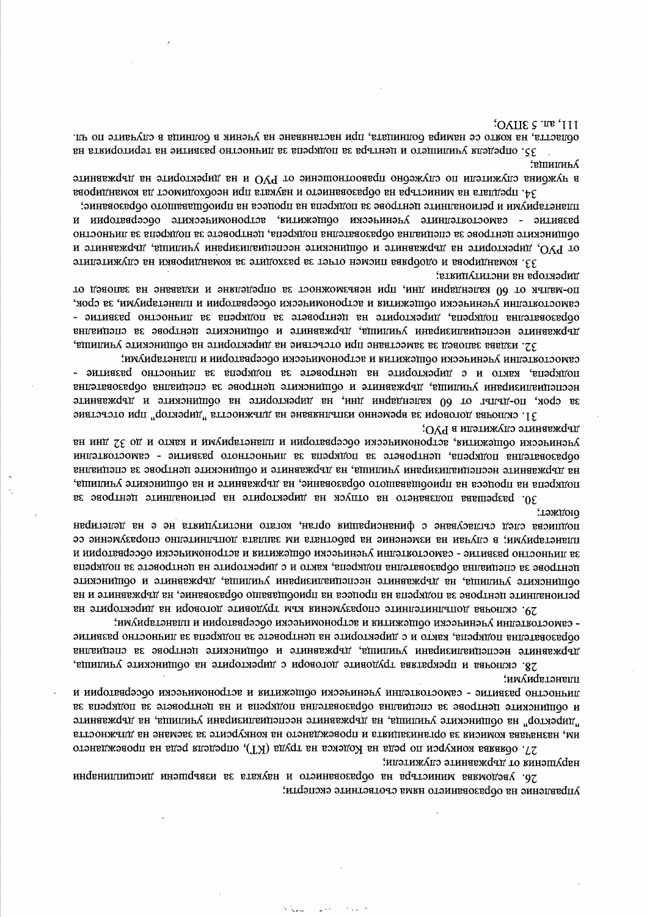управление на образованието няма съответните експерти;

26. уведомява министъра на образованието и науката за извършени дисциплинарни нарушения от държавните служители;

27. обявява конкурси по реда на Кодекса на труда (КТ), определя реда на провеждането им, назначава комисия за организацията и провеждането на конкурсите за заемане на длъжността "директор" на общинските училища, на държавните неспециализирани училища, на държавните и общинските центрове за специална образователна подкрепа и на центровете за подкрепа за личностно развитие - самостоятелни ученически общежития и астрономически обсерватории и планетариуми;

28. сключва и прекратява трудовите договори с директорите на общинските училища, държавните неспециализирани училища, държавните и общинските центрове за специална образователна подкрепа, както и с директорите на центровете за подкрепа за личностно развитие - самостоятелни ученически общежития и астрономически обсерватории и планетариуми;

29. сключва допълнителните споразумения към трудовите договори на директорите на регионалните центрове за подкрепа на процеса на приобщаващо образование, на държавните и на общинските училища, на държавните неспециализирани училища, държавните и общинските центрове за специална образователна подкрепа, както и с директорите на центровете за подкрепа за личностно развитие - самостоятелни ученически общежития и астрономически обсерватории и планетариуми; в случаи на изменение на работната им заплата допълнително споразумение се подписва след съгласуване с финансиращия орган, когато институцията не е на делегиран бюджет;

30. разрешава ползването на отпуск на директорите на регионалните центрове за подкрепа на процеса на приобщаващото образование, на държавните и на общинските училища, на държавните неспециализирани училища, на държавните и общинските центрове за специална образователна подкрепа, центровете за подкрепа за личностното развитие - самостоятелни ученически общежития, астрономически обсерватории и планетариуми и както и до 32 дни на държавните служители в РУО;

31. сключва договори за временно изпълняване на длъжността "директор" при отсъствие за срок, по-дълъг от 60 календарни дни, на директорите на общинските и държавните неспециализирани училища, държавните и общинските центрове за специална образователна подкрепа, както и с директорите на центровете за подкрепа за личностно развитие - самостоятелни ученически общежития и астрономически обсерватории и планетариуми;

32. издава заповед за заместване при отсъствие на директорите на общинските училища, държавните неспециализирани училища, държавните и общинските центрове за специална образователна подкрепа, директорите на центровете за подкрепа за личностно развитие - самостоятелни ученически общежития и астрономически обсерватории и планетариуми, за срок, по-малък от 60 календарни дни, при невъзможност за определяне и издаване на заповед от директора на институцията;

33. командирова и одобрява писмен отчет за разходите за командировки на служителите от РУО, директорите на държавните и общинските неспециализирани училища, държавните и общинските центрове за специална образователна подкрепа, центровете за подкрепа за личностно развитие - самостоятелните ученически общежития, астрономическите обсерватории и планетариуми и регионалните центрове за подкрепа на процеса на приобщаващото образование;

34. предлага на министъра на образованието и науката при необходимост да командирова в чужбина служители по служебно правоотношение от РУО и на директорите на държавните училища;

35. определя училището и центъра за подкрепа за личностно развитие на територията на областта, на която се намира болницата, при настаняване на ученик в болница в случаите по чл. 111, ал. 5 ЗПУО;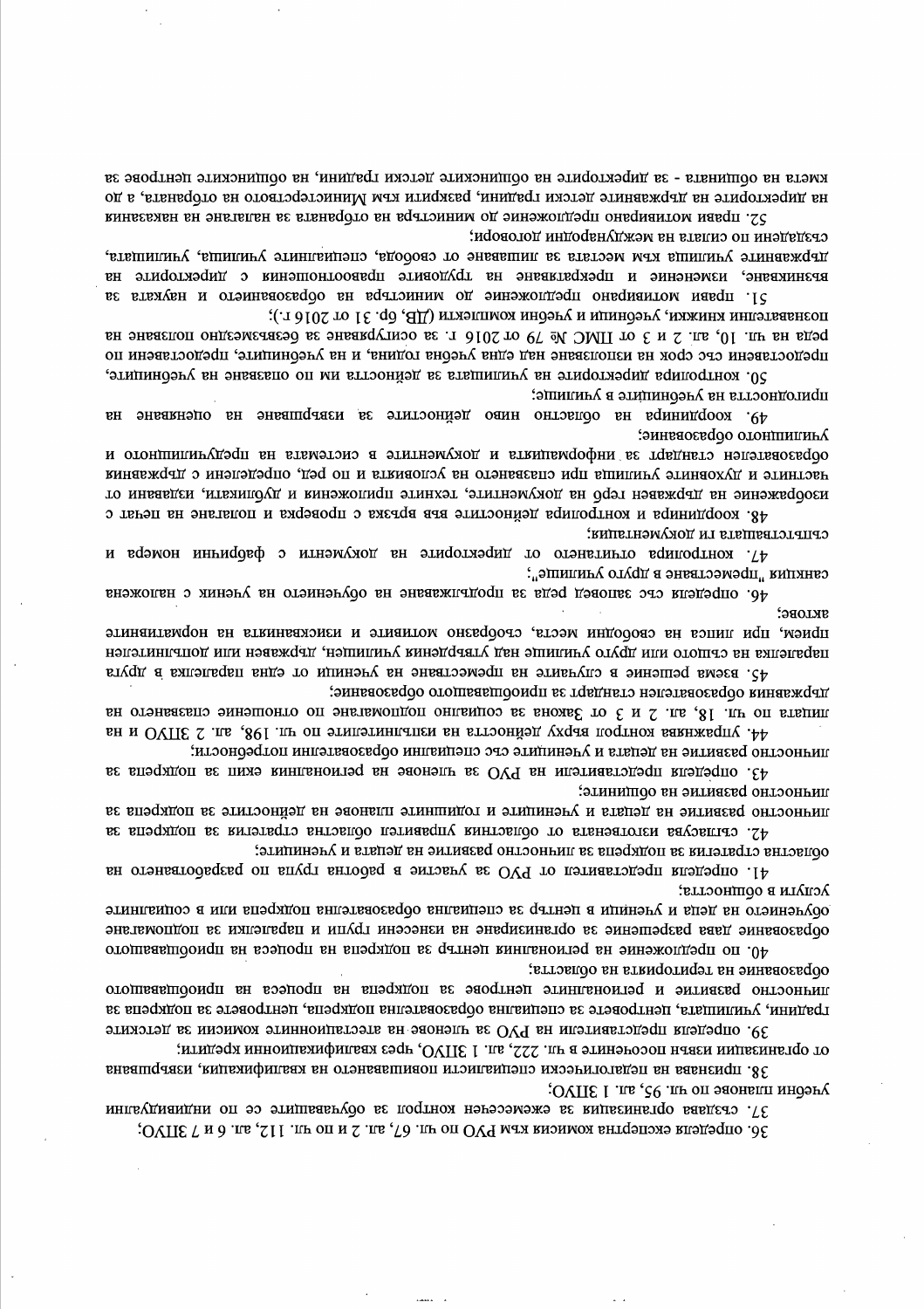36. определя експертна комисия към РУО по чл. 67, ал. 2 и по чл. 112, ал. 6 и 7 ЗПУО;

37. създава организация за ежемесечен контрол за обучаващите се по индивидуални учебни планове по чл. 95, ал. 1 ЗПУО;

38. признава на педагогически специалисти повишаването на квалификация, извършвана от организации извън посочените в чл. 222, ал. 1 ЗПУО, чрез квалификационни кредити;

39. определя представители на РУО за членове на атестационните комисии за детските градини, училищата, центровете за специална образователна подкрепа, центровете за подкрепа за личностно развитие и регионалните центрове за подкрепа на процеса на приобщаващото образование на територията на областта;

40. по предложение на регионалния център за подкрепа на процеса на приобщаващото образование дава разрешение за организиране на изнесени групи и паралелки за подпомагане обучението на деца и ученици в център за специална образователна подкрепа или в социалните услуги в общността;

41. определя представител от РУО за участие в работна група по разработването на областна стратегия за подкрепа за личностно развитие на децата и учениците;

42. съгласува изготвената от областния управител областна стратегия за подкрепа за личностно развитие на децата и учениците и годишните планове на дейностите за подкрепа за личностно развитие на общините;

43. определя представители на РУО за членове на регионалния екип за подкрепа за личностно развитие на децата и учениците със специални образователни потребности;

44. упражнява контрол върху дейността на изпълнителите по чл. 198, ал. 2 ЗПУО и на лицата по чл. 18, ал. 2 и 3 от Закона за социално подпомагане по отношение спазването на държавния образователен стандарт за приобщаващото образование;

45. взема решение в случаите на преместване на ученици от една паралелка в друга паралелка на същото или друго училище над утвърдения училищен, държавен или допълнителен прием, при липса на свободни места, съобразно мотивите и изискванията на нормативните актове;

46. определя със заповед реда за продължаване на обучението на ученик с наложена санкция "преместване в друго училище";

47. контролира отчитането от директорите на документи с фабрични номера и съпътстващата ги документация;

48. координира и контролира дейността във връзка с проверка и полагане на печат с изображение на държавен герб на документите, техните приложения и дубликати, издавани от частните и духовните училища при спазването на условията и по ред, определени с държавния образователен стандарт за информацията и документите в системата на предучилищното и училищното образование;

49. координира на областно ниво дейностите за извършване на оценяване на пригодността на учебниците в училище;

50. контролира директорите на училищата за дейността им по опазване на учебниците, предоставени със срок на използване над една учебна година, и на учебниците, предоставени по реда на чл. 10, ал. 2 и 3 от ПМС № 79 от 2016 г. за осигуряване за безвъзмездно ползване на познавателни книжки, учебници и учебни комплекти (ДВ, бр. 31 от 2016 г.);

51. прави мотивирано предложение до министъра на образованието и науката за възникване, изменение и прекратяване на трудовите правоотношения с директорите на държавните училища към местата за лишаване от свобода, специалните училища, училищата, създадени по силата на международни договори;

52. прави мотивирано предложение до министъра на отбраната за налагане на наказания на директорите на държавните детски градини, разкрити към Министерството на отбраната, а до кмета на общината - за директорите на общинските детски градини, на общинските центрове за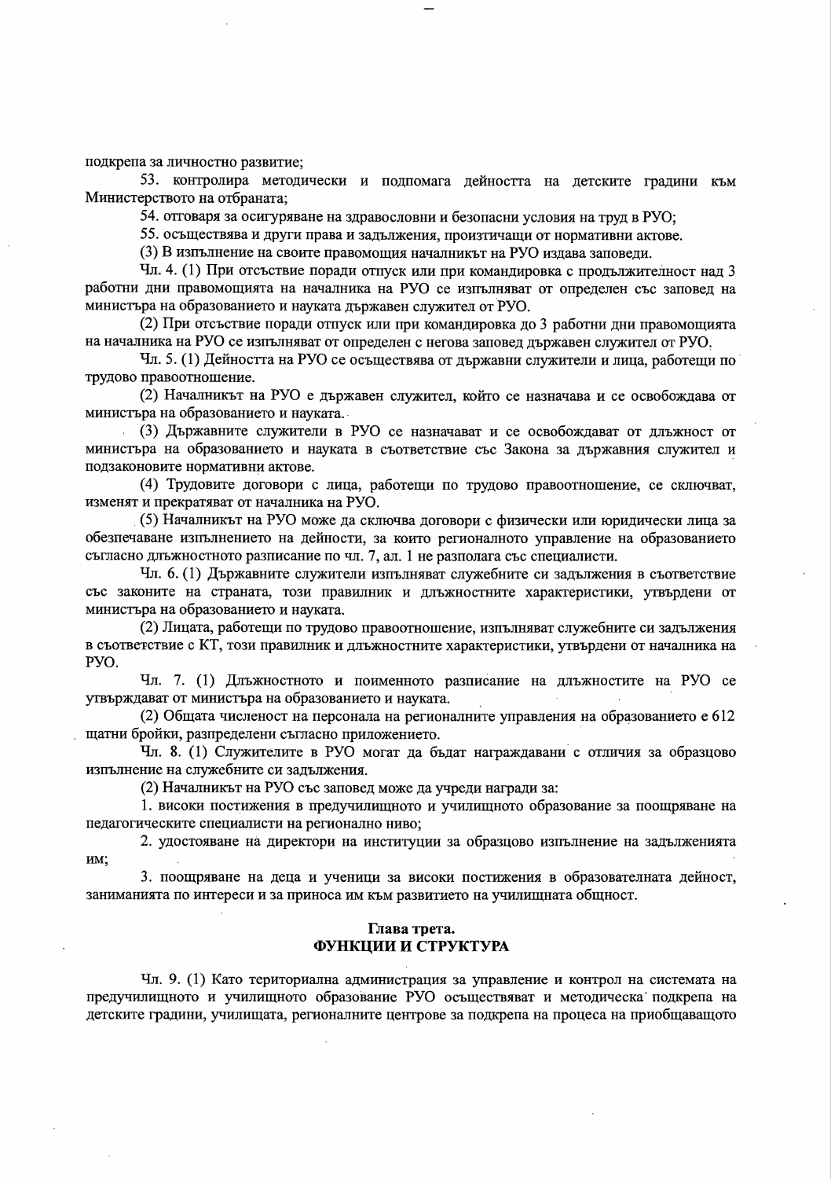подкрепа за личностно развитие;

53. контролира методически и подпомага дейността на детските градини към Министерството на отбраната;

54. отговаря за осигуряване на здравословни и безопасни условия на труд в РУО;

55. осъществява и други права и задължения, произтичащи от нормативни актове.

(3) В изпълнение на своите правомощия началникът на РУО издава заповеди.

Чл. 4. (1) При отсъствие поради отпуск или при командировка с продължителност над 3 работни дни правомощията на началника на РУО се изпълняват от определен със заповед на министъра на образованието и науката държавен служител от РУО.

(2) При отсъствие поради отпуск или при командировка до 3 работни дни правомощията на началника на РУО се изпълняват от определен с негова заповед държавен служител от РУО.

Чл. 5. (1) Дейността на РУО се осъществява от държавни служители и лица, работещи по трудово правоотношение.

(2) Началникът на РУО е държавен служител, който се назначава и се освобождава от министъра на образованието и науката.

(3) Държавните служители в РУО се назначават и се освобождават от длъжност от министъра на образованието и науката в съответствие със Закона за държавния служител и подзаконовите нормативни актове.

(4) Трудовите договори с лица, работещи по трудово правоотношение, се сключват, изменят и прекратяват от началника на РУО.

(5) Началникът на РУО може да сключва договори с физически или юридически лица за обезпечаване изпълнението на дейности, за които регионалното управление на образованието съгласно длъжностното разписание по чл. 7, ал. 1 не разполага със специалисти.

Чл. 6. (1) Държавните служители изпълняват служебните си задължения в съответствие със законите на страната, този правилник и длъжностните характеристики, утвърдени от министъра на образованието и науката.

(2) Лицата, работещи по трудово правоотношение, изпълняват служебните си задължения в съответствие с КТ, този правилник и длъжностните характеристики, утвърдени от началника на РУО.

Чл. 7. (1) Длъжностното и поименното разписание на длъжностите на РУО се утвърждават от министъра на образованието и науката.

(2) Общата численост на персонала на регионалните управления на образованието е 612 щатни бройки, разпределени съгласно приложението.

Чл. 8. (1) Служителите в РУО могат да бъдат награждавани с отличия за образцово изпълнение на служебните си задължения.

(2) Началникът на РУО със заповед може да учреди награди за:

1. високи постижения в предучилищното и училищното образование за поощряване на педагогическите специалисти на регионално ниво;

2. удостояване на директори на институции за образцово изпълнение на задълженията им;

3. поощряване на деца и ученици за високи постижения в образователната дейност, заниманията по интереси и за приноса им към развитието на училищната общност.

## Глава трета.
## ФУНКЦИИ И СТРУКТУРА

Чл. 9. (1) Като териториална администрация за управление и контрол на системата на предучилищното и училищното образование РУО осъществяват и методическа подкрепа на детските градини, училищата, регионалните центрове за подкрепа на процеса на приобщаващото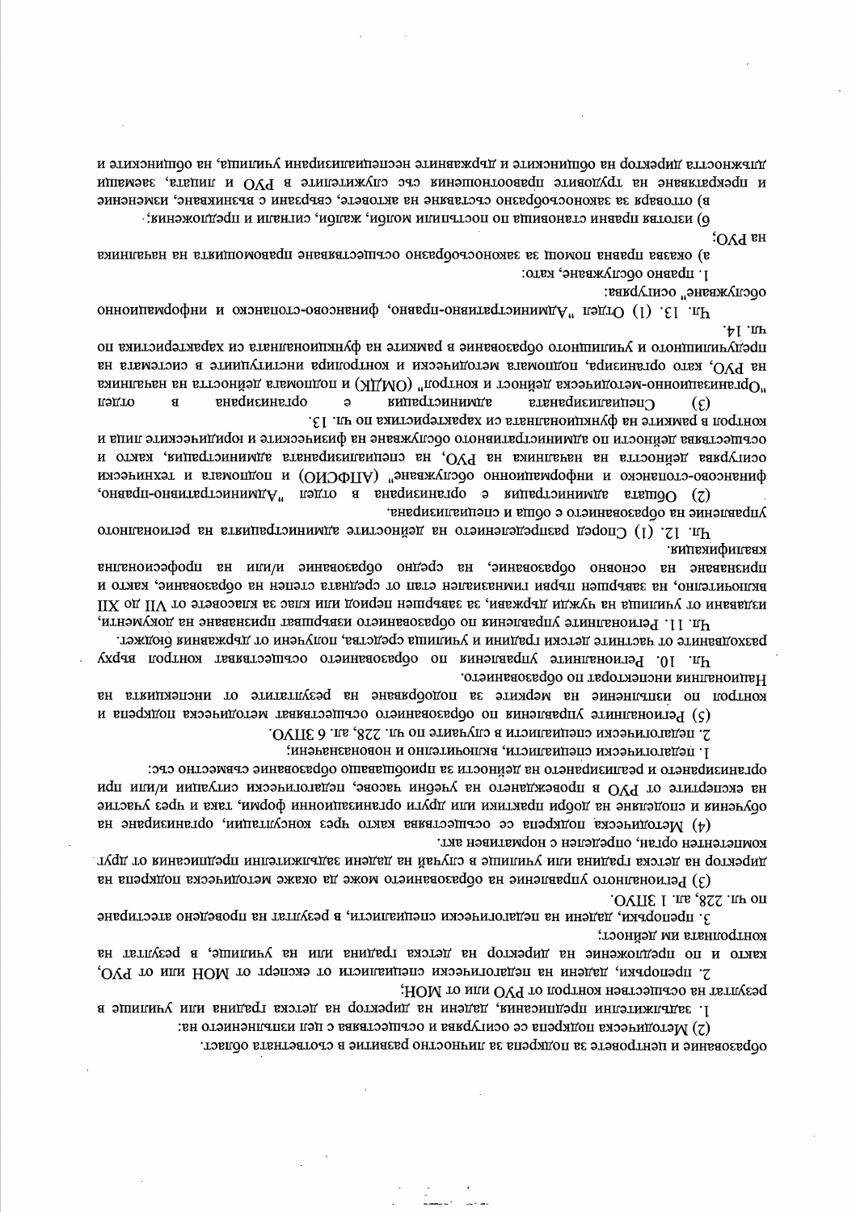образование и центровете за подкрепа за личностно развитие в съответната област.

(2) Методическа подкрепа се осигурява и осъществява с цел изпълнението на:

1. задължителни предписания, дадени на директор на детска градина или училище в резултат на осъществен контрол от РУО или от МОН;

2. препоръки, дадени на педагогически специалисти от експерт от МОН или от РУО, както и по предложение на директор на детска градина или на училище, в резултат на контролната им дейност;

3. препоръки, дадени на педагогически специалисти, в резултат на проведено атестиране по чл. 228, ал. 1 ЗПУО.

(3) Регионалното управление на образованието може да окаже методическа подкрепа на директор на детска градина или училище в случай на дадени задължителни предписания от друг компетентен орган, определен с нормативен акт.

(4) Методическа подкрепа се осъществява както чрез консултации, организиране на обучения и споделяне на добри практики или други организационни форми, така и чрез участие на експертите от РУО в провеждането на учебни часове, педагогически ситуации и/или при организирането и реализирането на дейности за приобщаващо образование съвместно със:

1. педагогически специалисти, включително и новоназначени;

2. педагогически специалисти в случаите по чл. 228, ал. 6 ЗПУО.

(5) Регионалните управления по образованието осъществяват методическа подкрепа и контрол по изпълнение на мерките за подобряване на резултатите от инспекцията на Националния инспекторат по образованието.

Чл. 10. Регионалните управления по образованието осъществяват контрол върху разходването от частните детски градини и училища средства, получени от държавния бюджет.

Чл. 11. Регионалните управления по образованието извършват признаване на документи, издавани от училища на чужди държави, за завършен период или клас за класовете от VII до XII включително, на завършен първи гимназиален етап от средната степен на образование, както и признаване на основно образование, на средно образование и/или на професионална квалификация.

Чл. 12. (1) Според разпределението на дейностите администрацията на регионалното управление на образованието е обща и специализирана.

(2) Общата администрация е организирана в отдел "Административно-правно, финансово-стопанско и информационно обслужване" (АПФСИО) и подпомага и технически осигурява дейността на началника на РУО, на специализираната администрация, както и осъществява дейности по административното обслужване на физическите и юридическите лица и контрол в рамките на функционалната си характеристика по чл. 13.

(3) Специализираната администрация е организирана в отдел "Организационно-методическа дейност и контрол" (ОМДК) и подпомага дейността на началника на РУО, като организира, подпомага методически и контролира институциите в системата на предучилищното и училищното образование в рамките на функционалната си характеристика по чл. 14.

Чл. 13. (1) Отдел "Административно-правно, финансово-стопанско и информационно обслужване" осигурява:

1. правно обслужване, като:

а) оказва правна помощ за законосъобразно осъществяване правомощията на началника на РУО;

б) изготвя правни становища по постъпили молби, жалби, сигнали и предложения;

в) отговаря за законосъобразно съставяне на актовете, свързани с възникване, изменение и прекратяване на трудовите правоотношения със служителите в РУО и лицата, заемащи длъжността директор на общинските и държавните неспециализирани училища, на общинските и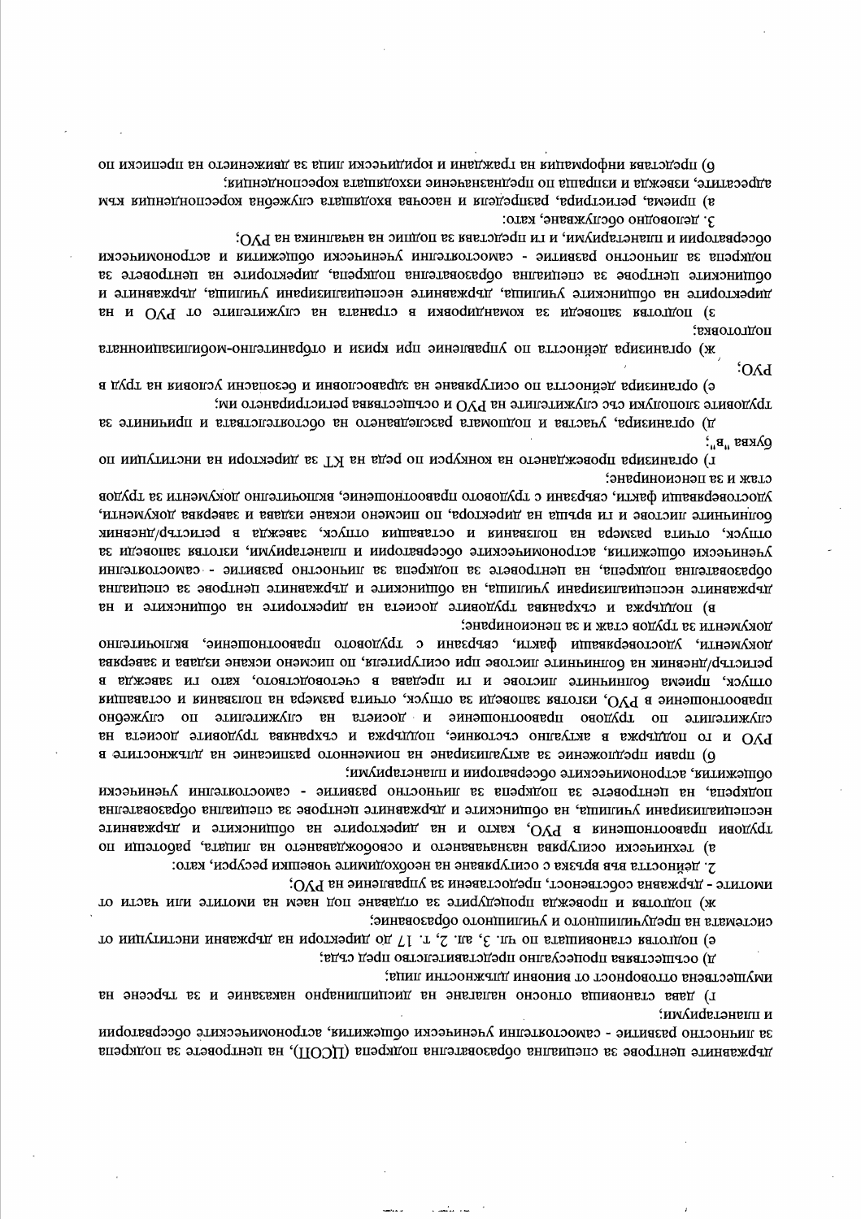държавните центрове за специална образователна подкрепа (ЦСОП), на центровете за подкрепа за личностно развитие - самостоятелни ученически общежития, астрономическите обсерватории и планетариуми;

г) дава становища относно налагане на дисциплинарно наказание и за търсене на имуществена отговорност от виновни длъжностни лица;

д) осъществява процесуално представителство пред съда;

е) подготвя становища по чл. 3, ал. 2, т. 17 до директори на държавни институции от системата на предучилищното и училищното образование;

ж) подготвя и провежда процедурите за отдаване под наем на имотите или части от имотите - държавна собственост, предоставени за управление на РУО;

2. дейността във връзка с осигуряване на необходимите човешки ресурси, като:

а) технически осигурява назначаването и освобождаването на лицата, работещи по трудови правоотношения в РУО, както и на директорите на общинските и държавните неспециализирани училища, на общинските и държавните центрове за специална образователна подкрепа, на центровете за подкрепа за личностно развитие - самостоятелни ученически общежития, астрономическите обсерватории и планетариуми;

б) прави предложение за актуализиране на поименното разписание на длъжностите в РУО и го поддържа в актуално състояние, поддържа и съхранява трудовите досиета на служителите по трудово правоотношение и досиета на служителите по служебно правоотношение в РУО, изготвя заповеди за отпуск, отчита размера на ползвания и оставащия отпуск, приема болничните листове и ги предава в счетоводството, като ги завежда в регистър/дневник на болничните листове при осигурителя, по писмено искане издава и заверява документи, удостоверяващи факти, свързани с трудовото правоотношение, включително документи за трудов стаж и за пенсиониране;

в) поддържа и съхранява трудовите досиета на директорите на общинските и на държавните неспециализирани училища, на общинските и държавните центрове за специална образователна подкрепа, на центровете за подкрепа за личностно развитие - самостоятелни ученически общежития, астрономическите обсерватории и планетариуми, изготвя заповеди за отпуск, отчита размера на ползвания и оставащия отпуск, завежда в регистър/дневник болничните листове и ги връща на директора, по писмено искане издава и заверява документи, удостоверяващи факти, свързани с трудовото правоотношение, включително документи за трудов стаж и за пенсиониране;

г) организира провеждането на конкурси по реда на КТ за директори на институции по буква "в";

д) организира, участва и подпомага разследването на обстоятелствата и причините за трудовите злополуки със служителите на РУО и осъществява регистрирането им;

е) организира дейността по осигуряване на здравословни и безопасни условия на труд в РУО;

ж) организира дейността по управление при кризи и отбранително-мобилизационната подготовка;

з) подготвя заповеди за командировки в страната на служителите от РУО и на директорите на общинските училища, държавните неспециализирани училища, държавните и общинските центрове за специална образователна подкрепа, директорите на центровете за подкрепа за личностно развитие - самостоятелни ученически общежития и астрономически обсерватории и планетариуми, и ги представя за подпис на началника на РУО;

3. деловодно обслужване, като:

а) приема, регистрира, разпределя и насочва входящата служебна кореспонденция към адресатите, извежда и изпраща по предназначение изходящата кореспонденция;

б) представя информация на граждани и юридически лица за движението на преписки по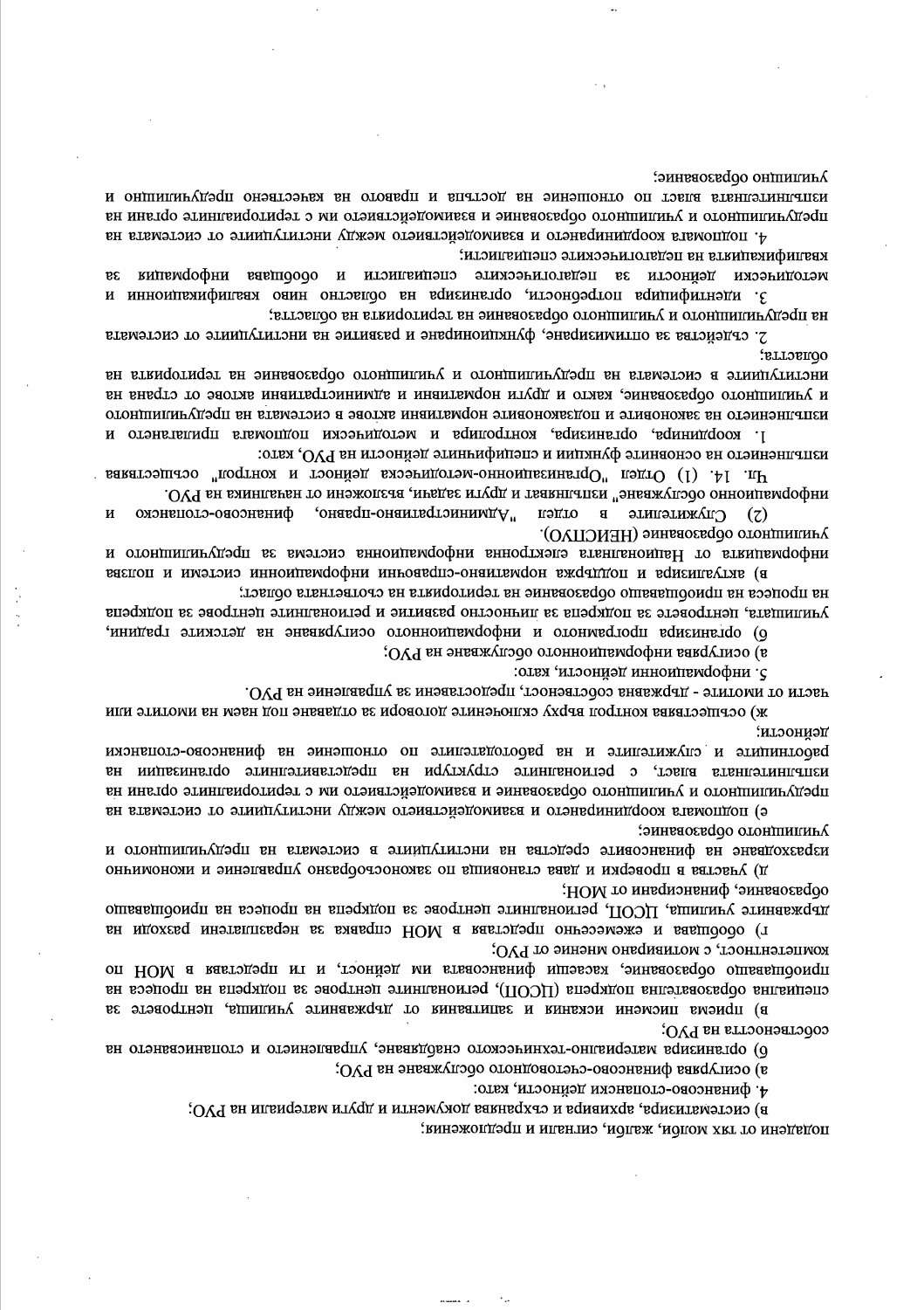подадени от тях молби, жалби, сигнали и предложения;

в) систематизира, архивира и съхранява документи и други материали на РУО;

4. финансово-стопански дейности, като:

а) осигурява финансово-счетоводното обслужване на РУО;

б) организира материално-техническото снабдяване, управлението и стопанисването на собствеността на РУО;

в) приема писмени искания и запитвания от държавните училища, центровете за специална образователна подкрепа (ЦСОП), регионалните центрове за подкрепа на процеса на приобщаващо образование, касаещи финансовата им дейност, и ги представя в МОН по компетентност, с мотивирано мнение от РУО;

г) обобщава и ежемесечно представя в МОН справка за неразплатени разходи на държавните училища, ЦСОП, регионалните центрове за подкрепа на процеса на приобщаващо образование, финансирани от МОН;

д) участва в проверки и дава становища по законосъобразно управление и икономично изразходване на финансовите средства на институциите в системата на предучилищното и училищното образование;

е) подпомага координирането и взаимодействието между институциите от системата на предучилищното и училищното образование и взаимодействието им с териториалните органи на изпълнителната власт, с регионалните структури на представителните организации на работниците и служителите и на работодателите по отношение на финансово-стопански дейности;

ж) осъществява контрол върху сключените договори за отдаване под наем на имотите или части от имотите - държавна собственост, предоставени за управление на РУО.

5. информационни дейности, като:

а) осигурява информационното обслужване на РУО;

б) организира програмното и информационното осигуряване на детските градини, училищата, центровете за подкрепа за личностно развитие и регионалните центрове за подкрепа на процеса на приобщаващо образование на територията на съответната област;

в) актуализира и поддържа нормативно-справочни информационни системи и ползва информацията от Националната електронна информационна система за предучилищното и училищното образование (НЕИСПУО).

(2) Служителите в отдел "Административно-правно, финансово-стопанско и информационно обслужване" изпълняват и други задачи, възложени от началника на РУО.

Чл. 14. (1) Отдел "Организационно-методическа дейност и контрол" осъществява изпълнението на основните функции и специфичните дейности на РУО, като:

1. координира, организира, контролира и методически подпомага прилагането и изпълнението на законовите и подзаконовите нормативни актове в системата на предучилищното и училищното образование, както и други нормативни и административни актове от страна на институциите в системата на предучилищното и училищното образование на територията на областта;

2. съдейства за оптимизиране, функциониране и развитие на институциите от системата на предучилищното и училищното образование на територията на областта;

3. идентифицира потребности, организира на областно ниво квалификационни и методически дейности за педагогическите специалисти и обобщава информация за квалификацията на педагогическите специалисти;

4. подпомага координирането и взаимодействието между институциите от системата на предучилищното и училищното образование и взаимодействието им с териториалните органи на изпълнителната власт по отношение на достъпа и правото на качествено предучилищно и училищно образование;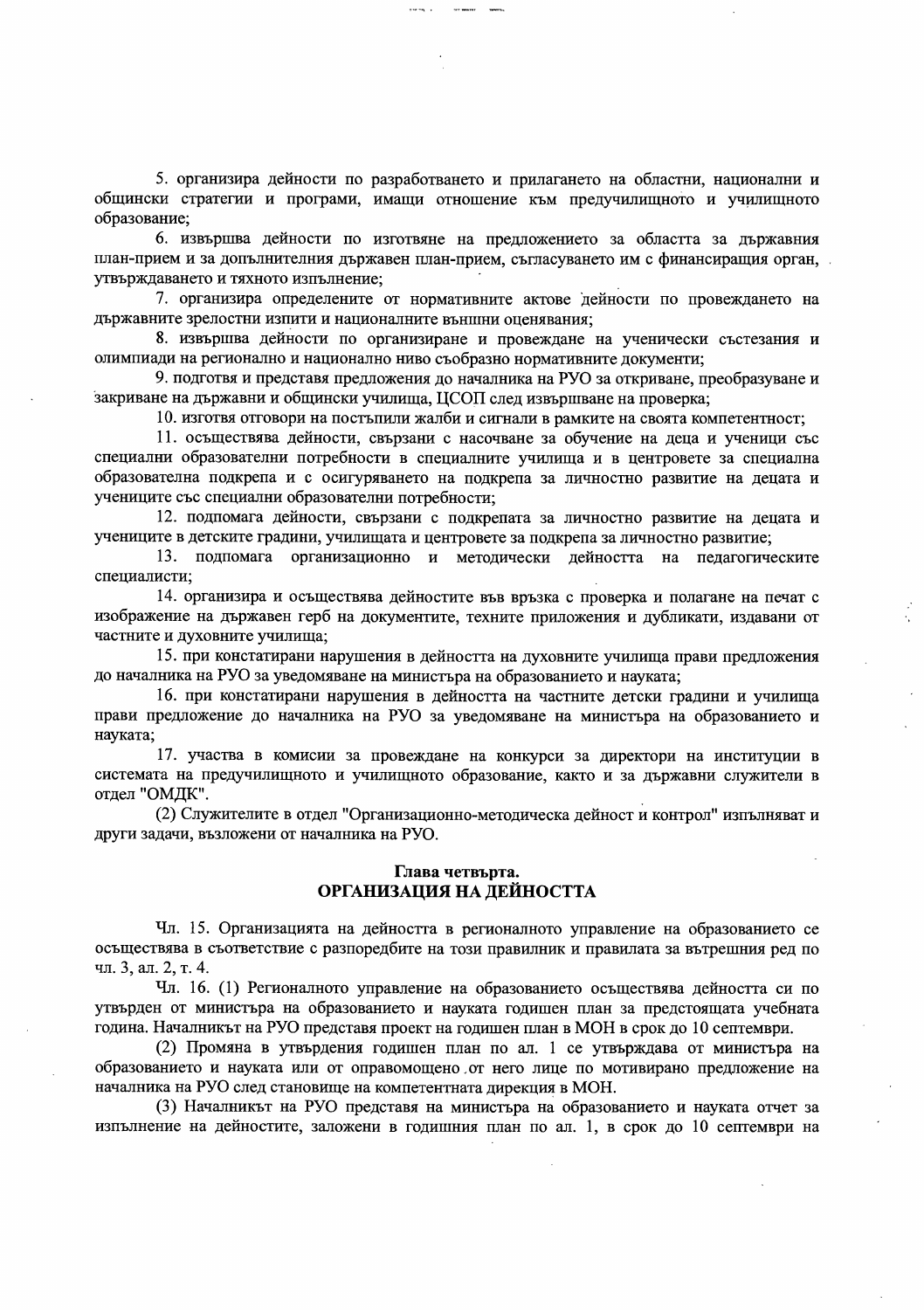5. организира дейности по разработването и прилагането на областни, национални и общински стратегии и програми, имащи отношение към предучилищното и училищното образование;

6. извършва дейности по изготвяне на предложението за областта за държавния план-прием и за допълнителния държавен план-прием, съгласуването им с финансиращия орган, утвърждаването и тяхното изпълнение;

7. организира определените от нормативните актове дейности по провеждането на държавните зрелостни изпити и националните външни оценявания;

8. извършва дейности по организиране и провеждане на ученически състезания и олимпиади на регионално и национално ниво съобразно нормативните документи;

9. подготвя и представя предложения до началника на РУО за откриване, преобразуване и закриване на държавни и общински училища, ЦСОП след извършване на проверка;

10. изготвя отговори на постъпили жалби и сигнали в рамките на своята компетентност;

11. осъществява дейности, свързани с насочване за обучение на деца и ученици със специални образователни потребности в специалните училища и в центровете за специална образователна подкрепа и с осигуряването на подкрепа за личностно развитие на децата и учениците със специални образователни потребности;

12. подпомага дейности, свързани с подкрепата за личностно развитие на децата и учениците в детските градини, училищата и центровете за подкрепа за личностно развитие;

13. подпомага организационно и методически дейността на педагогическите специалисти;

14. организира и осъществява дейностите във връзка с проверка и полагане на печат с изображение на държавен герб на документите, техните приложения и дубликати, издавани от частните и духовните училища;

15. при констатирани нарушения в дейността на духовните училища прави предложения до началника на РУО за уведомяване на министъра на образованието и науката;

16. при констатирани нарушения в дейността на частните детски градини и училища прави предложение до началника на РУО за уведомяване на министъра на образованието и науката;

17. участва в комисии за провеждане на конкурси за директори на институции в системата на предучилищното и училищното образование, както и за държавни служители в отдел "ОМДК".

(2) Служителите в отдел "Организационно-методическа дейност и контрол" изпълняват и други задачи, възложени от началника на РУО.

## Глава четвърта.
## ОРГАНИЗАЦИЯ НА ДЕЙНОСТТА

Чл. 15. Организацията на дейността в регионалното управление на образованието се осъществява в съответствие с разпоредбите на този правилник и правилата за вътрешния ред по чл. 3, ал. 2, т. 4.

Чл. 16. (1) Регионалното управление на образованието осъществява дейността си по утвърден от министъра на образованието и науката годишен план за предстоящата учебната година. Началникът на РУО представя проект на годишен план в МОН в срок до 10 септември.

(2) Промяна в утвърдения годишен план по ал. 1 се утвърждава от министъра на образованието и науката или от оправомощено от него лице по мотивирано предложение на началника на РУО след становище на компетентната дирекция в МОН.

(3) Началникът на РУО представя на министъра на образованието и науката отчет за изпълнение на дейностите, заложени в годишния план по ал. 1, в срок до 10 септември на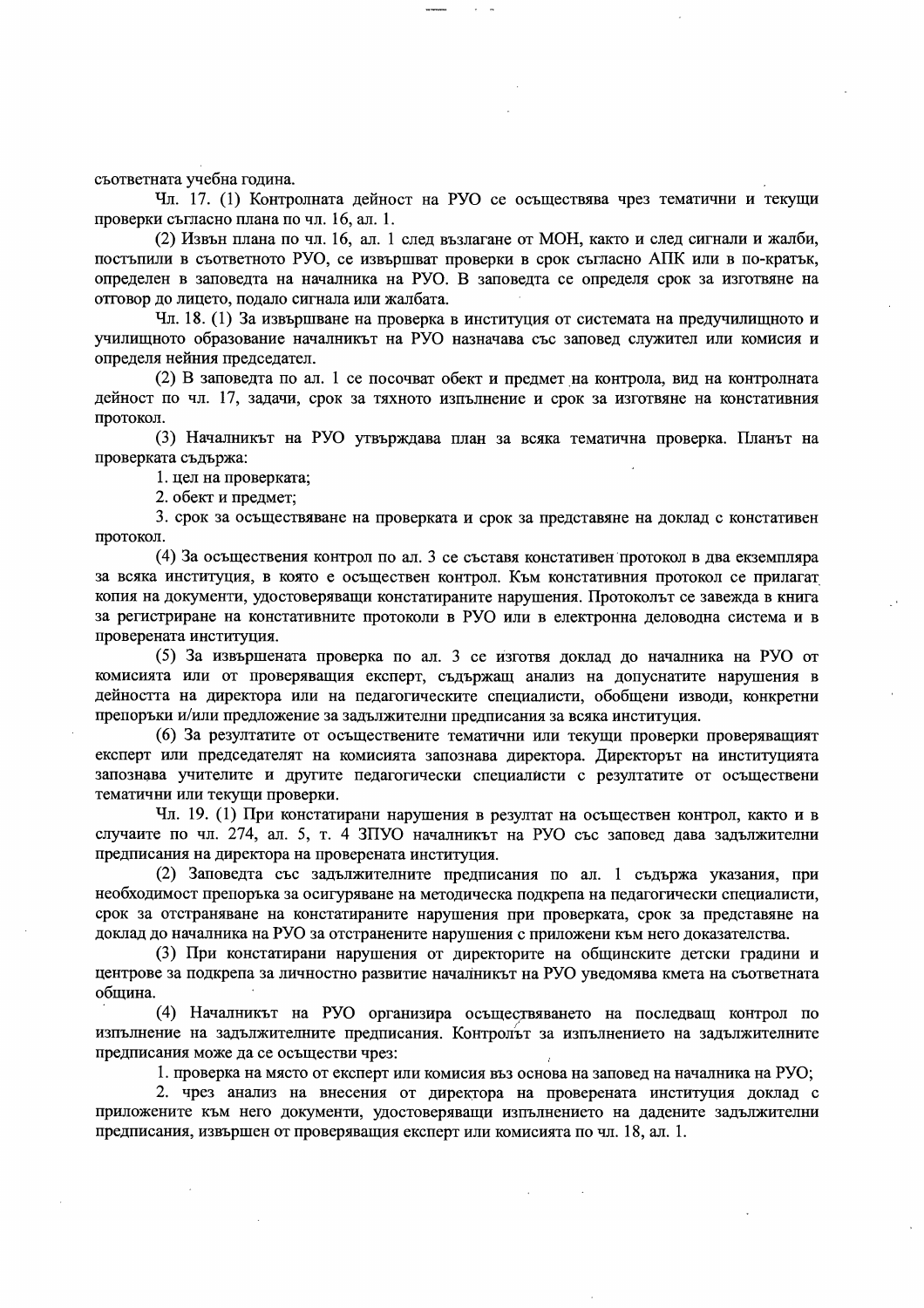съответната учебна година.

Чл. 17. (1) Контролната дейност на РУО се осъществява чрез тематични и текущи проверки съгласно плана по чл. 16, ал. 1.

(2) Извън плана по чл. 16, ал. 1 след възлагане от МОН, както и след сигнали и жалби, постъпили в съответното РУО, се извършват проверки в срок съгласно АПК или в по-кратък, определен в заповедта на началника на РУО. В заповедта се определя срок за изготвяне на отговор до лицето, подало сигнала или жалбата.

Чл. 18. (1) За извършване на проверка в институция от системата на предучилищното и училищното образование началникът на РУО назначава със заповед служител или комисия и определя нейния председател.

(2) В заповедта по ал. 1 се посочват обект и предмет на контрола, вид на контролната дейност по чл. 17, задачи, срок за тяхното изпълнение и срок за изготвяне на констативния протокол.

(3) Началникът на РУО утвърждава план за всяка тематична проверка. Планът на проверката съдържа:

1. цел на проверката;

2. обект и предмет;

3. срок за осъществяване на проверката и срок за представяне на доклад с констативен протокол.

(4) За осъществения контрол по ал. 3 се съставя констативен протокол в два екземпляра за всяка институция, в която е осъществен контрол. Към констативния протокол се прилагат копия на документи, удостоверяващи констатираните нарушения. Протоколът се завежда в книга за регистриране на констативните протоколи в РУО или в електронна деловодна система и в проверената институция.

(5) За извършената проверка по ал. 3 се изготвя доклад до началника на РУО от комисията или от проверяващия експерт, съдържащ анализ на допуснатите нарушения в дейността на директора или на педагогическите специалисти, обобщени изводи, конкретни препоръки и/или предложение за задължителни предписания за всяка институция.

(6) За резултатите от осъществените тематични или текущи проверки проверяващият експерт или председателят на комисията запознава директора. Директорът на институцията запознава учителите и другите педагогически специалисти с резултатите от осъществени тематични или текущи проверки.

Чл. 19. (1) При констатирани нарушения в резултат на осъществен контрол, както и в случаите по чл. 274, ал. 5, т. 4 ЗПУО началникът на РУО със заповед дава задължителни предписания на директора на проверената институция.

(2) Заповедта със задължителните предписания по ал. 1 съдържа указания, при необходимост препоръка за осигуряване на методическа подкрепа на педагогически специалисти, срок за отстраняване на констатираните нарушения при проверката, срок за представяне на доклад до началника на РУО за отстранените нарушения с приложени към него доказателства.

(3) При констатирани нарушения от директорите на общинските детски градини и центрове за подкрепа за личностно развитие началникът на РУО уведомява кмета на съответната община.

(4) Началникът на РУО организира осъществяването на последващ контрол по изпълнение на задължителните предписания. Контролът за изпълнението на задължителните предписания може да се осъществи чрез:

1. проверка на място от експерт или комисия въз основа на заповед на началника на РУО;

2. чрез анализ на внесения от директора на проверената институция доклад с приложените към него документи, удостоверяващи изпълнението на дадените задължителни предписания, извършен от проверяващия експерт или комисията по чл. 18, ал. 1.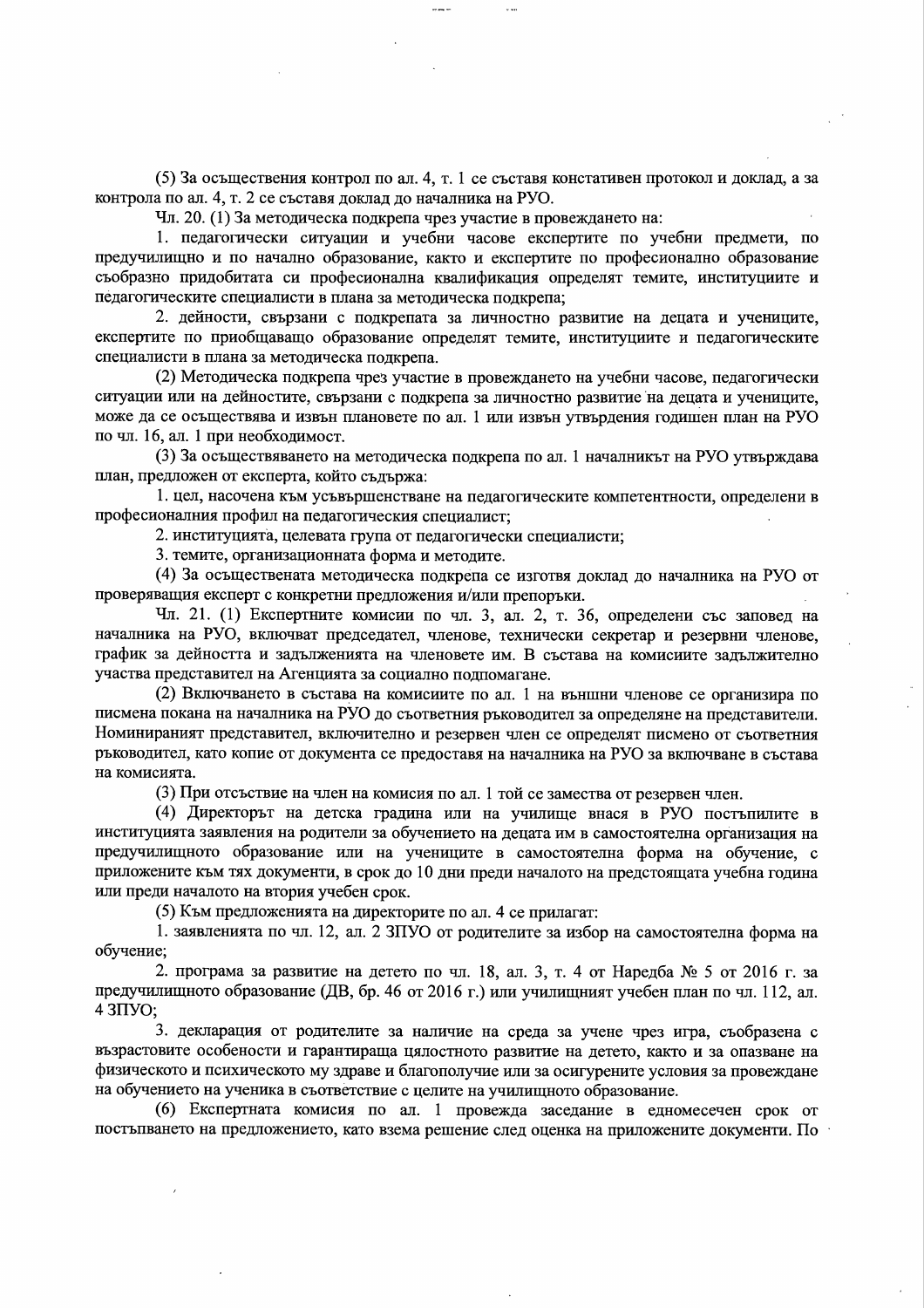(5) За осъществения контрол по ал. 4, т. 1 се съставя констативен протокол и доклад, а за контрола по ал. 4, т. 2 се съставя доклад до началника на РУО.

Чл. 20. (1) За методическа подкрепа чрез участие в провеждането на:

1. педагогически ситуации и учебни часове експертите по учебни предмети, по предучилищно и по начално образование, както и експертите по професионално образование съобразно придобитата си професионална квалификация определят темите, институциите и педагогическите специалисти в плана за методическа подкрепа;

2. дейности, свързани с подкрепата за личностно развитие на децата и учениците, експертите по приобщаващо образование определят темите, институциите и педагогическите специалисти в плана за методическа подкрепа.

(2) Методическа подкрепа чрез участие в провеждането на учебни часове, педагогически ситуации или на дейностите, свързани с подкрепа за личностно развитие на децата и учениците, може да се осъществява и извън плановете по ал. 1 или извън утвърдения годишен план на РУО по чл. 16, ал. 1 при необходимост.

(3) За осъществяването на методическа подкрепа по ал. 1 началникът на РУО утвърждава план, предложен от експерта, който съдържа:

1. цел, насочена към усъвършенстване на педагогическите компетентности, определени в професионалния профил на педагогическия специалист;

2. институцията, целевата група от педагогически специалисти;

3. темите, организационната форма и методите.

(4) За осъществената методическа подкрепа се изготвя доклад до началника на РУО от проверяващия експерт с конкретни предложения и/или препоръки.

Чл. 21. (1) Експертните комисии по чл. 3, ал. 2, т. 36, определени със заповед на началника на РУО, включват председател, членове, технически секретар и резервни членове, график за дейността и задълженията на членовете им. В състава на комисиите задължително участва представител на Агенцията за социално подпомагане.

(2) Включването в състава на комисиите по ал. 1 на външни членове се организира по писмена покана на началника на РУО до съответния ръководител за определяне на представители. Номинираният представител, включително и резервен член се определят писмено от съответния ръководител, като копие от документа се предоставя на началника на РУО за включване в състава на комисията.

(3) При отсъствие на член на комисия по ал. 1 той се замества от резервен член.

(4) Директорът на детска градина или на училище внася в РУО постъпилите в институцията заявления на родители за обучението на децата им в самостоятелна организация на предучилищното образование или на учениците в самостоятелна форма на обучение, с приложените към тях документи, в срок до 10 дни преди началото на предстоящата учебна година или преди началото на втория учебен срок.

(5) Към предложенията на директорите по ал. 4 се прилагат:

1. заявленията по чл. 12, ал. 2 ЗПУО от родителите за избор на самостоятелна форма на обучение;

2. програма за развитие на детето по чл. 18, ал. 3, т. 4 от Наредба № 5 от 2016 г. за предучилищното образование (ДВ, бр. 46 от 2016 г.) или училищният учебен план по чл. 112, ал. 4 ЗПУО;

3. декларация от родителите за наличие на среда за учене чрез игра, съобразена с възрастовите особености и гарантираща цялостното развитие на детето, както и за опазване на физическото и психическото му здраве и благополучие или за осигурените условия за провеждане на обучението на ученика в съответствие с целите на училищното образование.

(6) Експертната комисия по ал. 1 провежда заседание в едномесечен срок от постъпването на предложението, като взема решение след оценка на приложените документи. По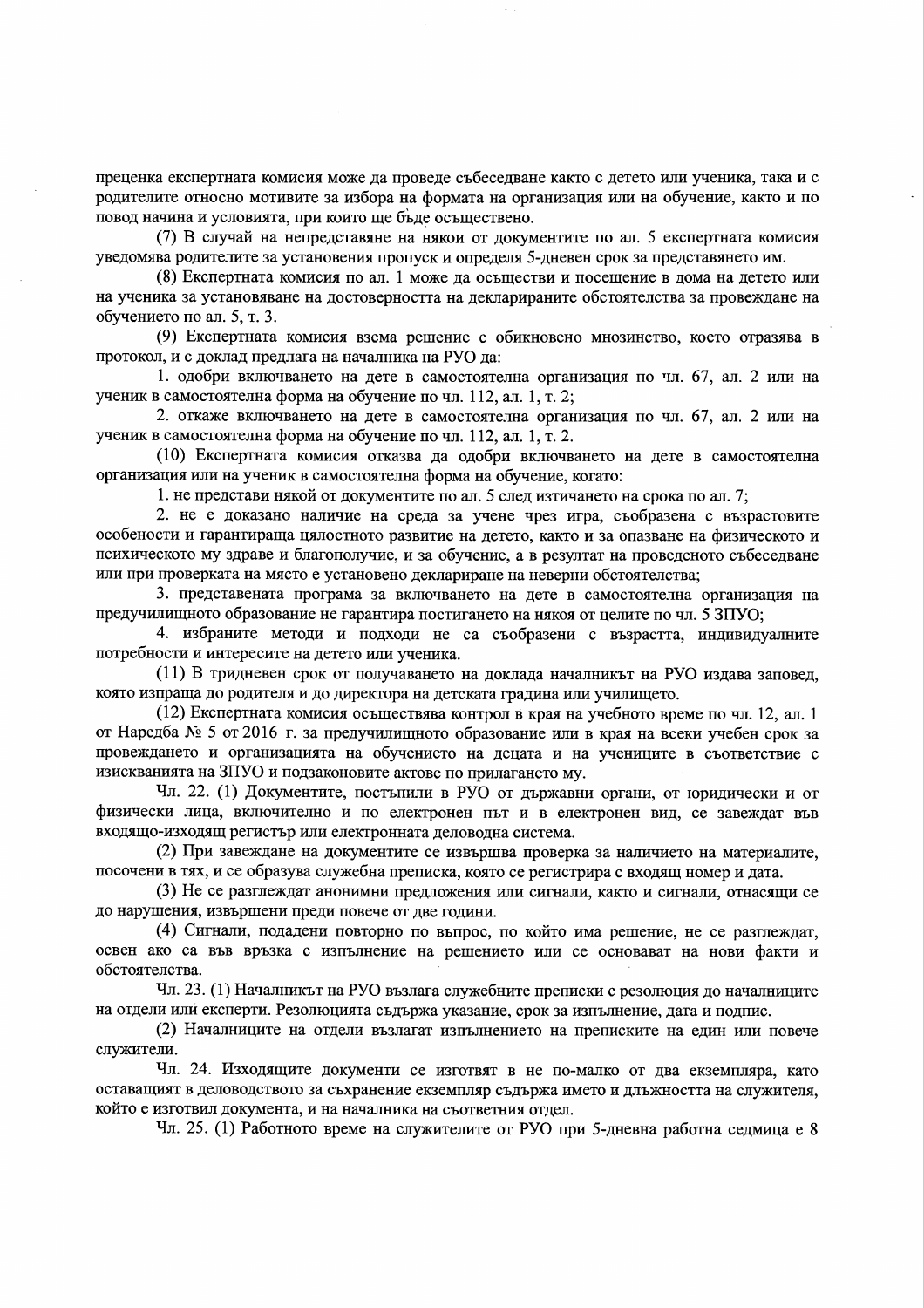преценка експертната комисия може да проведе събеседване както с детето или ученика, така и с родителите относно мотивите за избора на формата на организация или на обучение, както и по повод начина и условията, при които ще бъде осъществено.

(7) В случай на непредставяне на някои от документите по ал. 5 експертната комисия уведомява родителите за установения пропуск и определя 5-дневен срок за представянето им.

(8) Експертната комисия по ал. 1 може да осъществи и посещение в дома на детето или на ученика за установяване на достоверността на декларираните обстоятелства за провеждане на обучението по ал. 5, т. 3.

(9) Експертната комисия взема решение с обикновено мнозинство, което отразява в протокол, и с доклад предлага на началника на РУО да:

1. одобри включването на дете в самостоятелна организация по чл. 67, ал. 2 или на ученик в самостоятелна форма на обучение по чл. 112, ал. 1, т. 2;

2. откаже включването на дете в самостоятелна организация по чл. 67, ал. 2 или на ученик в самостоятелна форма на обучение по чл. 112, ал. 1, т. 2.

(10) Експертната комисия отказва да одобри включването на дете в самостоятелна организация или на ученик в самостоятелна форма на обучение, когато:

1. не представи някой от документите по ал. 5 след изтичането на срока по ал. 7;

2. не е доказано наличие на среда за учене чрез игра, съобразена с възрастовите особености и гарантираща цялостното развитие на детето, както и за опазване на физическото и психическото му здраве и благополучие, и за обучение, а в резултат на проведеното събеседване или при проверката на място е установено деклариране на неверни обстоятелства;

3. представената програма за включването на дете в самостоятелна организация на предучилищното образование не гарантира постигането на някоя от целите по чл. 5 ЗПУО;

4. избраните методи и подходи не са съобразени с възрастта, индивидуалните потребности и интересите на детето или ученика.

(11) В тридневен срок от получаването на доклада началникът на РУО издава заповед, която изпраща до родителя и до директора на детската градина или училището.

(12) Експертната комисия осъществява контрол в края на учебното време по чл. 12, ал. 1 от Наредба № 5 от 2016 г. за предучилищното образование или в края на всеки учебен срок за провеждането и организацията на обучението на децата и на учениците в съответствие с изискванията на ЗПУО и подзаконовите актове по прилагането му.

Чл. 22. (1) Документите, постъпили в РУО от държавни органи, от юридически и от физически лица, включително и по електронен път и в електронен вид, се завеждат във входящо-изходящ регистър или електронната деловодна система.

(2) При завеждане на документите се извършва проверка за наличието на материалите, посочени в тях, и се образува служебна преписка, която се регистрира с входящ номер и дата.

(3) Не се разглеждат анонимни предложения или сигнали, както и сигнали, отнасящи се до нарушения, извършени преди повече от две години.

(4) Сигнали, подадени повторно по въпрос, по който има решение, не се разглеждат, освен ако са във връзка с изпълнение на решението или се основават на нови факти и обстоятелства.

Чл. 23. (1) Началникът на РУО възлага служебните преписки с резолюция до началниците на отдели или експерти. Резолюцията съдържа указание, срок за изпълнение, дата и подпис.

(2) Началниците на отдели възлагат изпълнението на преписките на един или повече служители.

Чл. 24. Изходящите документи се изготвят в не по-малко от два екземпляра, като оставащият в деловодството за съхранение екземпляр съдържа името и длъжността на служителя, който е изготвил документа, и на началника на съответния отдел.

Чл. 25. (1) Работното време на служителите от РУО при 5-дневна работна седмица е 8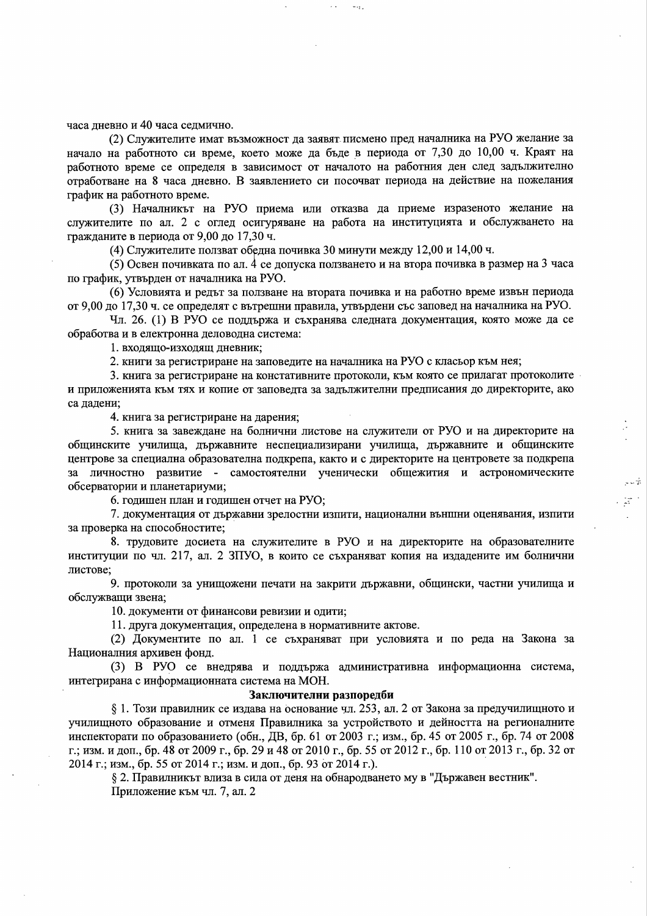часа дневно и 40 часа седмично.

(2) Служителите имат възможност да заявят писмено пред началника на РУО желание за начало на работното си време, което може да бъде в периода от 7,30 до 10,00 ч. Краят на работното време се определя в зависимост от началото на работния ден след задължително отработване на 8 часа дневно. В заявлението си посочват периода на действие на пожелания график на работното време.

(3) Началникът на РУО приема или отказва да приеме изразеното желание на служителите по ал. 2 с оглед осигуряване на работа на институцията и обслужването на гражданите в периода от 9,00 до 17,30 ч.

(4) Служителите ползват обедна почивка 30 минути между 12,00 и 14,00 ч.

(5) Освен почивката по ал. 4 се допуска ползването и на втора почивка в размер на 3 часа по график, утвърден от началника на РУО.

(6) Условията и редът за ползване на втората почивка и на работно време извън периода от 9,00 до 17,30 ч. се определят с вътрешни правила, утвърдени със заповед на началника на РУО.

Чл. 26. (1) В РУО се поддържа и съхранява следната документация, която може да се обработва и в електронна деловодна система:

1. входящо-изходящ дневник;

2. книги за регистриране на заповедите на началника на РУО с класьор към нея;

3. книга за регистриране на констативните протоколи, към която се прилагат протоколите и приложенията към тях и копие от заповедта за задължителни предписания до директорите, ако са дадени;

4. книга за регистриране на дарения;

5. книга за завеждане на болнични листове на служители от РУО и на директорите на общинските училища, държавните неспециализирани училища, държавните и общинските центрове за специална образователна подкрепа, както и с директорите на центровете за подкрепа за личностно развитие - самостоятелни ученически общежития и астрономическите обсерватории и планетариуми;

6. годишен план и годишен отчет на РУО;

7. документация от държавни зрелостни изпити, национални външни оценявания, изпити за проверка на способностите;

8. трудовите досиета на служителите в РУО и на директорите на образователните институции по чл. 217, ал. 2 ЗПУО, в които се съхраняват копия на издадените им болнични листове;

9. протоколи за унищожени печати на закрити държавни, общински, частни училища и обслужващи звена;

10. документи от финансови ревизии и одити;

11. друга документация, определена в нормативните актове.

(2) Документите по ал. 1 се съхраняват при условията и по реда на Закона за Националния архивен фонд.

(3) В РУО се внедрява и поддържа административна информационна система, интегрирана с информационната система на МОН.

**Заключителни разпоредби**

§ 1. Този правилник се издава на основание чл. 253, ал. 2 от Закона за предучилищното и училищното образование и отменя Правилника за устройството и дейността на регионалните инспекторати по образованието (обн., ДВ, бр. 61 от 2003 г.; изм., бр. 45 от 2005 г., бр. 74 от 2008 г.; изм. и доп., бр. 48 от 2009 г., бр. 29 и 48 от 2010 г., бр. 55 от 2012 г., бр. 110 от 2013 г., бр. 32 от 2014 г.; изм., бр. 55 от 2014 г.; изм. и доп., бр. 93 от 2014 г.).

§ 2. Правилникът влиза в сила от деня на обнародването му в "Държавен вестник".

Приложение към чл. 7, ал. 2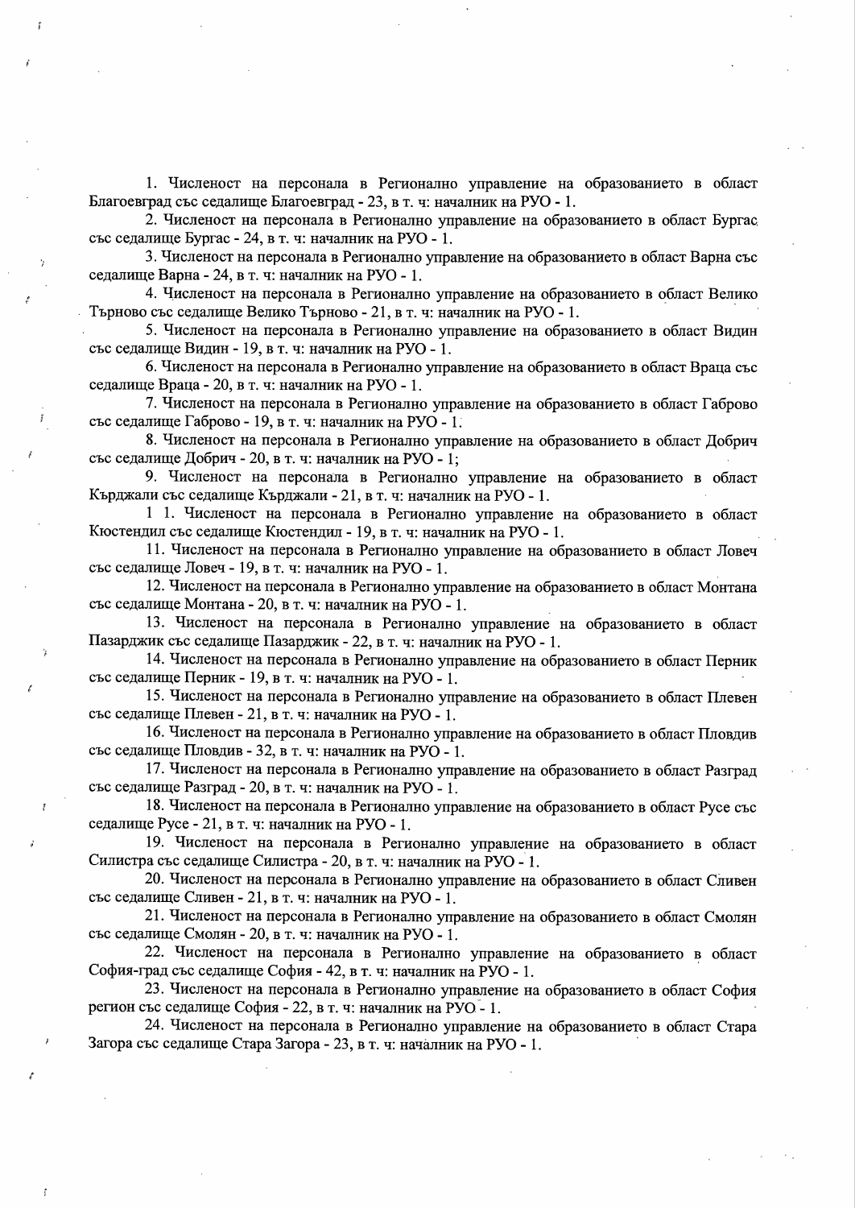1. Численост на персонала в Регионално управление на образованието в област Благоевград със седалище Благоевград - 23, в т. ч: началник на РУО - 1.

2. Численост на персонала в Регионално управление на образованието в област Бургас със седалище Бургас - 24, в т. ч: началник на РУО - 1.

3. Численост на персонала в Регионално управление на образованието в област Варна със седалище Варна - 24, в т. ч: началник на РУО - 1.

4. Численост на персонала в Регионално управление на образованието в област Велико Търново със седалище Велико Търново - 21, в т. ч: началник на РУО - 1.

5. Численост на персонала в Регионално управление на образованието в област Видин със седалище Видин - 19, в т. ч: началник на РУО - 1.

6. Численост на персонала в Регионално управление на образованието в област Враца със седалище Враца - 20, в т. ч: началник на РУО - 1.

7. Численост на персонала в Регионално управление на образованието в област Габрово със седалище Габрово - 19, в т. ч: началник на РУО - 1.

8. Численост на персонала в Регионално управление на образованието в област Добрич със седалище Добрич - 20, в т. ч: началник на РУО - 1;

9. Численост на персонала в Регионално управление на образованието в област Кърджали със седалище Кърджали - 21, в т. ч: началник на РУО - 1.

1 1. Численост на персонала в Регионално управление на образованието в област Кюстендил със седалище Кюстендил - 19, в т. ч: началник на РУО - 1.

11. Численост на персонала в Регионално управление на образованието в област Ловеч със седалище Ловеч - 19, в т. ч: началник на РУО - 1.

12. Численост на персонала в Регионално управление на образованието в област Монтана със седалище Монтана - 20, в т. ч: началник на РУО - 1.

13. Численост на персонала в Регионално управление на образованието в област Пазарджик със седалище Пазарджик - 22, в т. ч: началник на РУО - 1.

14. Численост на персонала в Регионално управление на образованието в област Перник със седалище Перник - 19, в т. ч: началник на РУО - 1.

15. Численост на персонала в Регионално управление на образованието в област Плевен със седалище Плевен - 21, в т. ч: началник на РУО - 1.

16. Численост на персонала в Регионално управление на образованието в област Пловдив със седалище Пловдив - 32, в т. ч: началник на РУО - 1.

17. Численост на персонала в Регионално управление на образованието в област Разград със седалище Разград - 20, в т. ч: началник на РУО - 1.

18. Численост на персонала в Регионално управление на образованието в област Русе със седалище Русе - 21, в т. ч: началник на РУО - 1.

19. Численост на персонала в Регионално управление на образованието в област Силистра със седалище Силистра - 20, в т. ч: началник на РУО - 1.

20. Численост на персонала в Регионално управление на образованието в област Сливен със седалище Сливен - 21, в т. ч: началник на РУО - 1.

21. Численост на персонала в Регионално управление на образованието в област Смолян със седалище Смолян - 20, в т. ч: началник на РУО - 1.

22. Численост на персонала в Регионално управление на образованието в област София-град със седалище София - 42, в т. ч: началник на РУО - 1.

23. Численост на персонала в Регионално управление на образованието в област София регион със седалище София - 22, в т. ч: началник на РУО - 1.

24. Численост на персонала в Регионално управление на образованието в област Стара Загора със седалище Стара Загора - 23, в т. ч: началник на РУО - 1.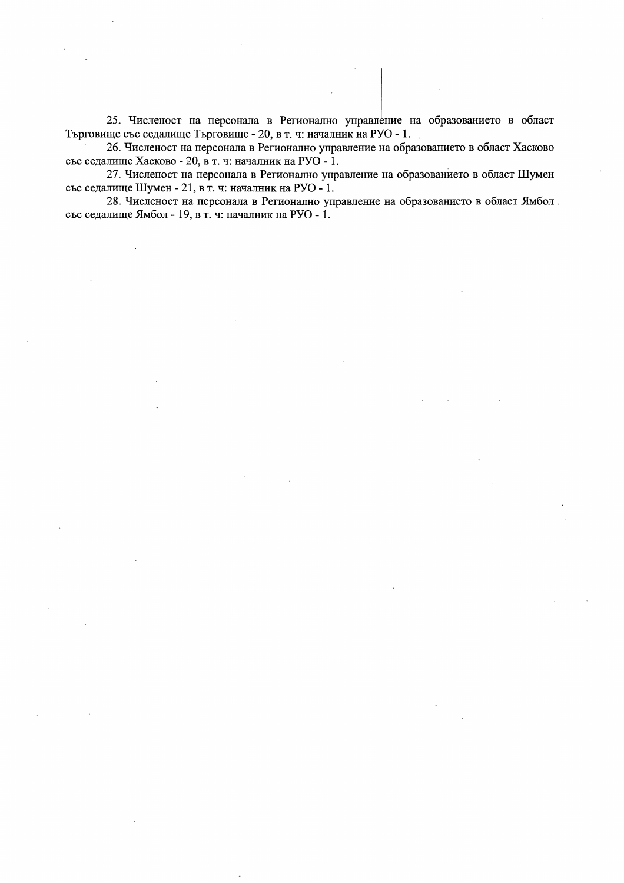25. Численост на персонала в Регионално управление на образованието в област Търговище със седалище Търговище - 20, в т. ч: началник на РУО - 1.

26. Численост на персонала в Регионално управление на образованието в област Хасково със седалище Хасково - 20, в т. ч: началник на РУО - 1.

27. Численост на персонала в Регионално управление на образованието в област Шумен със седалище Шумен - 21, в т. ч: началник на РУО - 1.

28. Численост на персонала в Регионално управление на образованието в област Ямбол със седалище Ямбол - 19, в т. ч: началник на РУО - 1.